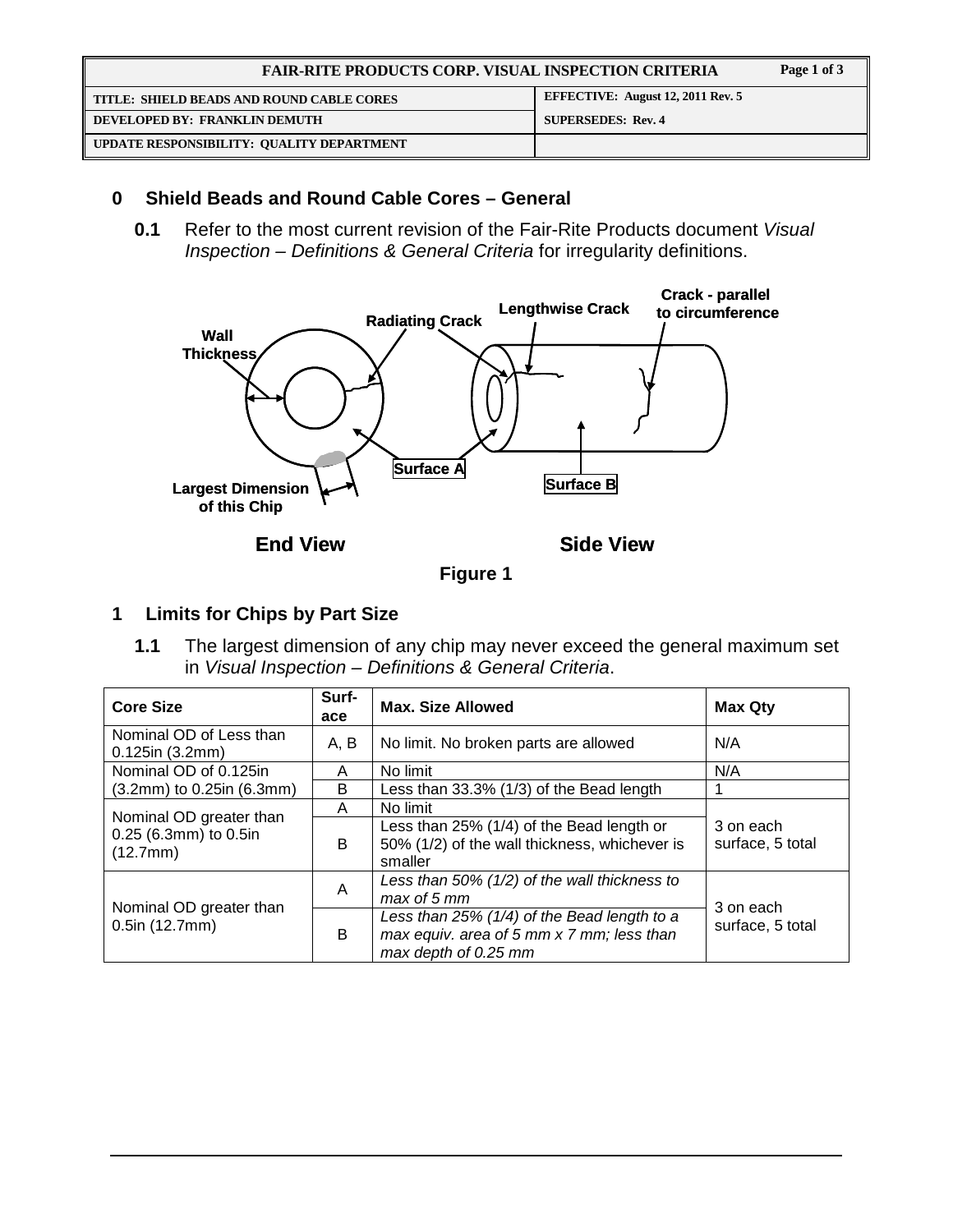| FAIR-RITE PRODUCTS CORP. VISUAL INSPECTION CRITERIA | |
|---|---|
| TITLE: SHIELD BEADS AND ROUND CABLE CORES | EFFECTIVE: August 12, 2011 Rev. 5 |
| DEVELOPED BY: FRANKLIN DEMUTH | SUPERSEDES: Rev. 4 |
| UPDATE RESPONSIBILITY: QUALITY DEPARTMENT | |

## 0 Shield Beads and Round Cable Cores – General

**0.1** Refer to the most current revision of the Fair-Rite Products document *Visual Inspection – Definitions & General Criteria* for irregularity definitions.

Wall Thickness, Radiating Crack, Lengthwise Crack, Crack - parallel to circumference, Surface A, Surface B, Largest Dimension of this Chip

End View    Side View

**Figure 1**

## 1 Limits for Chips by Part Size

**1.1** The largest dimension of any chip may never exceed the general maximum set in *Visual Inspection – Definitions & General Criteria*.

| Core Size | Surface | Max. Size Allowed | Max Qty |
|---|---|---|---|
| Nominal OD of Less than 0.125in (3.2mm) | A, B | No limit. No broken parts are allowed | N/A |
| Nominal OD of 0.125in (3.2mm) to 0.25in (6.3mm) | A | No limit | N/A |
| | B | Less than 33.3% (1/3) of the Bead length | 1 |
| Nominal OD greater than 0.25 (6.3mm) to 0.5in (12.7mm) | A | No limit | 3 on each surface, 5 total |
| | B | Less than 25% (1/4) of the Bead length or 50% (1/2) of the wall thickness, whichever is smaller | |
| Nominal OD greater than 0.5in (12.7mm) | A | *Less than 50% (1/2) of the wall thickness to max of 5 mm* | 3 on each surface, 5 total |
| | B | *Less than 25% (1/4) of the Bead length to a max equiv. area of 5 mm x 7 mm; less than max depth of 0.25 mm* | |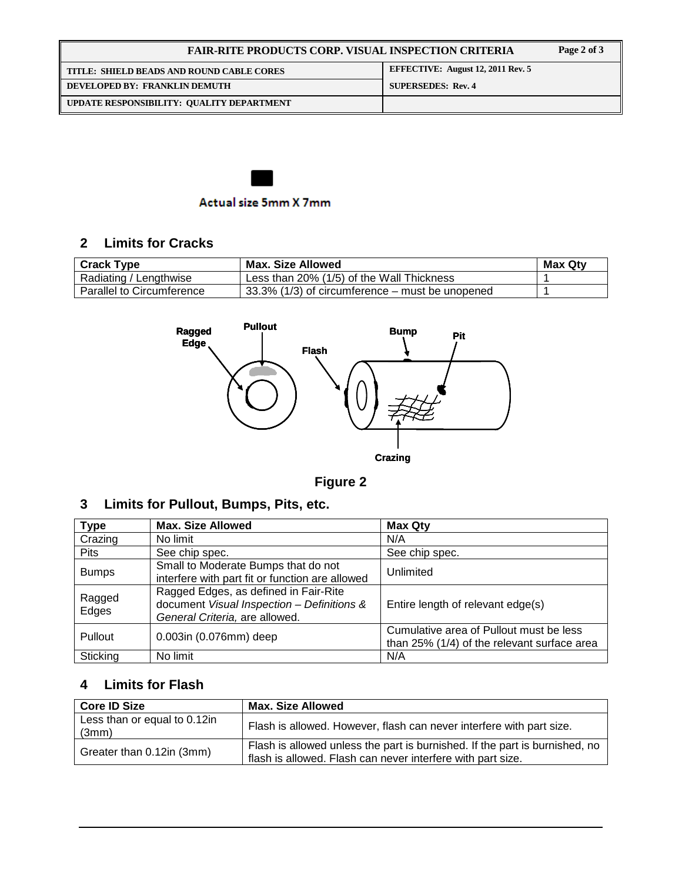Actual size 5mm X 7mm

## 2 Limits for Cracks

| Crack Type | Max. Size Allowed | Max Qty |
|---|---|---|
| Radiating / Lengthwise | Less than 20% (1/5) of the Wall Thickness | 1 |
| Parallel to Circumference | 33.3% (1/3) of circumference – must be unopened | 1 |

Ragged Edge, Pullout, Flash, Bump, Pit, Crazing

**Figure 2**

## 3 Limits for Pullout, Bumps, Pits, etc.

| Type | Max. Size Allowed | Max Qty |
|---|---|---|
| Crazing | No limit | N/A |
| Pits | See chip spec. | See chip spec. |
| Bumps | Small to Moderate Bumps that do not interfere with part fit or function are allowed | Unlimited |
| Ragged Edges | Ragged Edges, as defined in Fair-Rite document *Visual Inspection – Definitions & General Criteria,* are allowed. | Entire length of relevant edge(s) |
| Pullout | 0.003in (0.076mm) deep | Cumulative area of Pullout must be less than 25% (1/4) of the relevant surface area |
| Sticking | No limit | N/A |

## 4 Limits for Flash

| Core ID Size | Max. Size Allowed |
|---|---|
| Less than or equal to 0.12in (3mm) | Flash is allowed. However, flash can never interfere with part size. |
| Greater than 0.12in (3mm) | Flash is allowed unless the part is burnished. If the part is burnished, no flash is allowed. Flash can never interfere with part size. |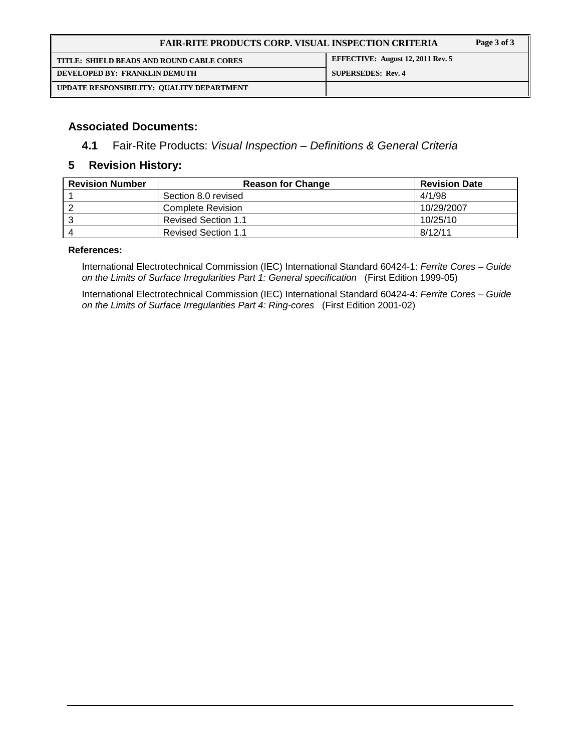## Associated Documents:

**4.1** Fair-Rite Products: *Visual Inspection – Definitions & General Criteria*

## 5 Revision History:

| Revision Number | Reason for Change | Revision Date |
|---|---|---|
| 1 | Section 8.0 revised | 4/1/98 |
| 2 | Complete Revision | 10/29/2007 |
| 3 | Revised Section 1.1 | 10/25/10 |
| 4 | Revised Section 1.1 | 8/12/11 |

**References:**

International Electrotechnical Commission (IEC) International Standard 60424-1: *Ferrite Cores – Guide on the Limits of Surface Irregularities Part 1: General specification* (First Edition 1999-05)

International Electrotechnical Commission (IEC) International Standard 60424-4: *Ferrite Cores – Guide on the Limits of Surface Irregularities Part 4: Ring-cores* (First Edition 2001-02)